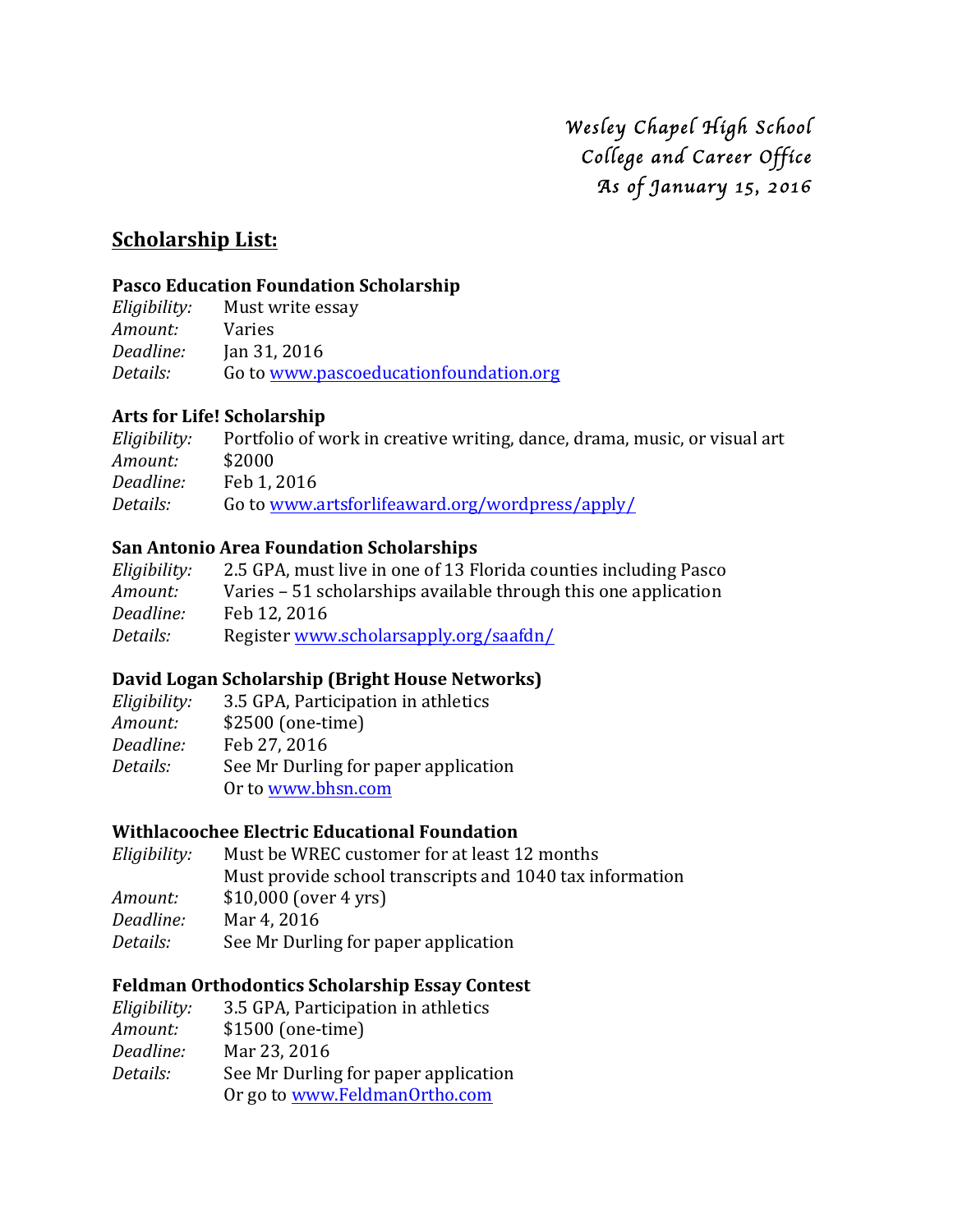*Wesley Chapel High School*
*College and Career Office*
*As of January 15, 2016*

## Scholarship List:

### Pasco Education Foundation Scholarship

*Eligibility:* Must write essay
*Amount:* Varies
*Deadline:* Jan 31, 2016
*Details:* Go to www.pascoeducationfoundation.org

### Arts for Life! Scholarship

*Eligibility:* Portfolio of work in creative writing, dance, drama, music, or visual art
*Amount:* $2000
*Deadline:* Feb 1, 2016
*Details:* Go to www.artsforlifeaward.org/wordpress/apply/

### San Antonio Area Foundation Scholarships

*Eligibility:* 2.5 GPA, must live in one of 13 Florida counties including Pasco
*Amount:* Varies – 51 scholarships available through this one application
*Deadline:* Feb 12, 2016
*Details:* Register www.scholarsapply.org/saafdn/

### David Logan Scholarship (Bright House Networks)

*Eligibility:* 3.5 GPA, Participation in athletics
*Amount:* $2500 (one-time)
*Deadline:* Feb 27, 2016
*Details:* See Mr Durling for paper application
Or to www.bhsn.com

### Withlacoochee Electric Educational Foundation

*Eligibility:* Must be WREC customer for at least 12 months
Must provide school transcripts and 1040 tax information
*Amount:* $10,000 (over 4 yrs)
*Deadline:* Mar 4, 2016
*Details:* See Mr Durling for paper application

### Feldman Orthodontics Scholarship Essay Contest

*Eligibility:* 3.5 GPA, Participation in athletics
*Amount:* $1500 (one-time)
*Deadline:* Mar 23, 2016
*Details:* See Mr Durling for paper application
Or go to www.FeldmanOrtho.com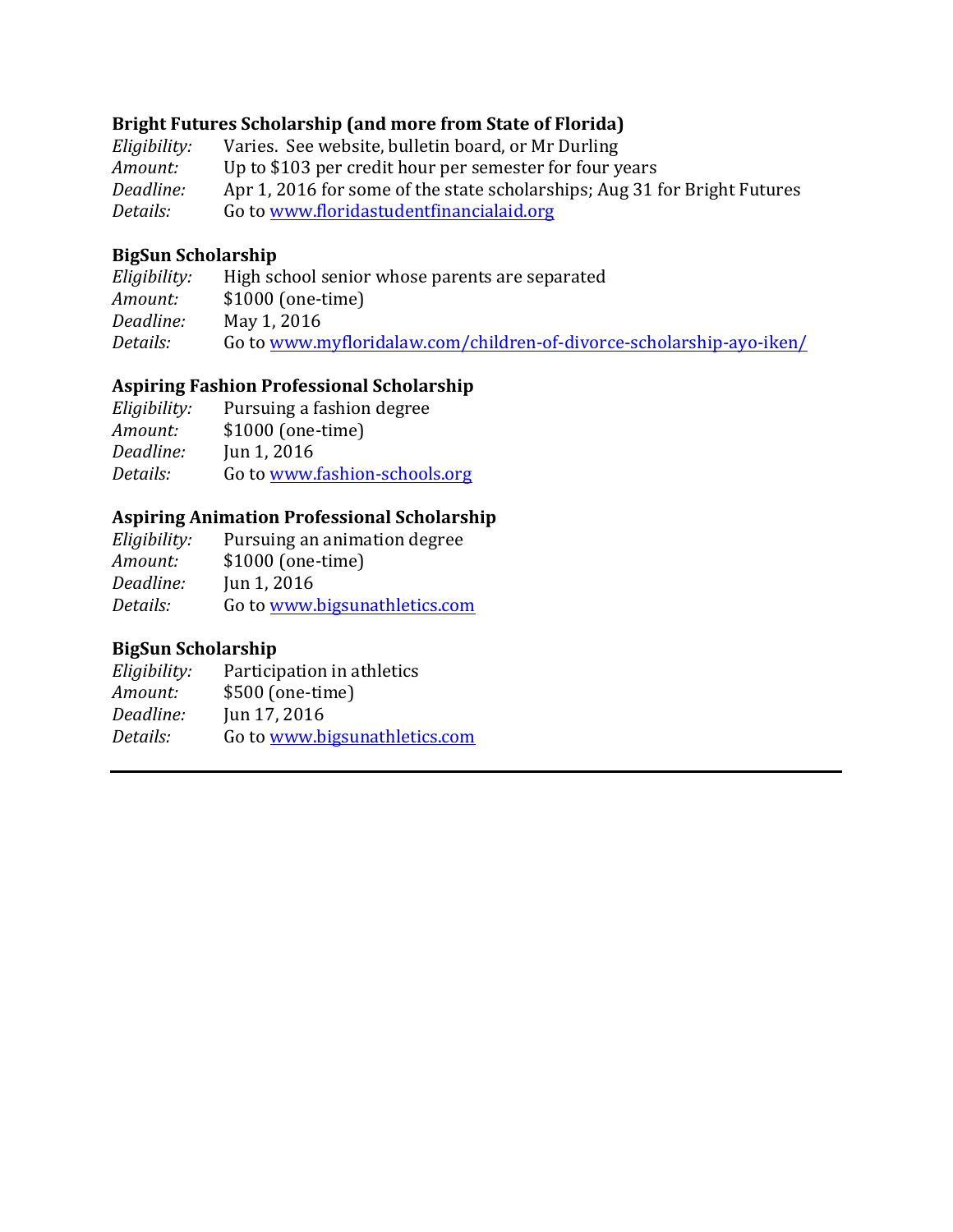**Bright Futures Scholarship (and more from State of Florida)**
*Eligibility:* Varies. See website, bulletin board, or Mr Durling
*Amount:* Up to $103 per credit hour per semester for four years
*Deadline:* Apr 1, 2016 for some of the state scholarships; Aug 31 for Bright Futures
*Details:* Go to www.floridastudentfinancialaid.org

**BigSun Scholarship**
*Eligibility:* High school senior whose parents are separated
*Amount:* $1000 (one-time)
*Deadline:* May 1, 2016
*Details:* Go to www.myfloridalaw.com/children-of-divorce-scholarship-ayo-iken/

**Aspiring Fashion Professional Scholarship**
*Eligibility:* Pursuing a fashion degree
*Amount:* $1000 (one-time)
*Deadline:* Jun 1, 2016
*Details:* Go to www.fashion-schools.org

**Aspiring Animation Professional Scholarship**
*Eligibility:* Pursuing an animation degree
*Amount:* $1000 (one-time)
*Deadline:* Jun 1, 2016
*Details:* Go to www.bigsunathletics.com

**BigSun Scholarship**
*Eligibility:* Participation in athletics
*Amount:* $500 (one-time)
*Deadline:* Jun 17, 2016
*Details:* Go to www.bigsunathletics.com

---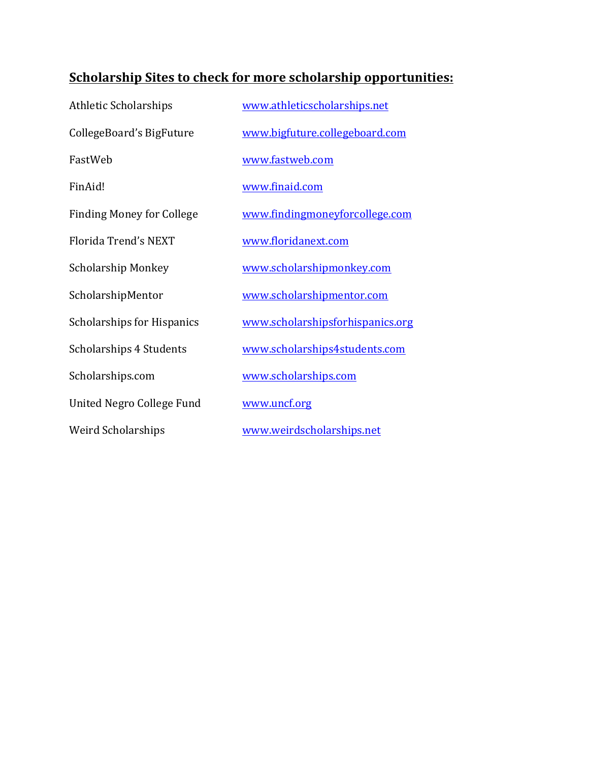## Scholarship Sites to check for more scholarship opportunities:

| | |
|---|---|
| Athletic Scholarships | www.athleticscholarships.net |
| CollegeBoard's BigFuture | www.bigfuture.collegeboard.com |
| FastWeb | www.fastweb.com |
| FinAid! | www.finaid.com |
| Finding Money for College | www.findingmoneyforcollege.com |
| Florida Trend's NEXT | www.floridanext.com |
| Scholarship Monkey | www.scholarshipmonkey.com |
| ScholarshipMentor | www.scholarshipmentor.com |
| Scholarships for Hispanics | www.scholarshipsforhispanics.org |
| Scholarships 4 Students | www.scholarships4students.com |
| Scholarships.com | www.scholarships.com |
| United Negro College Fund | www.uncf.org |
| Weird Scholarships | www.weirdscholarships.net |